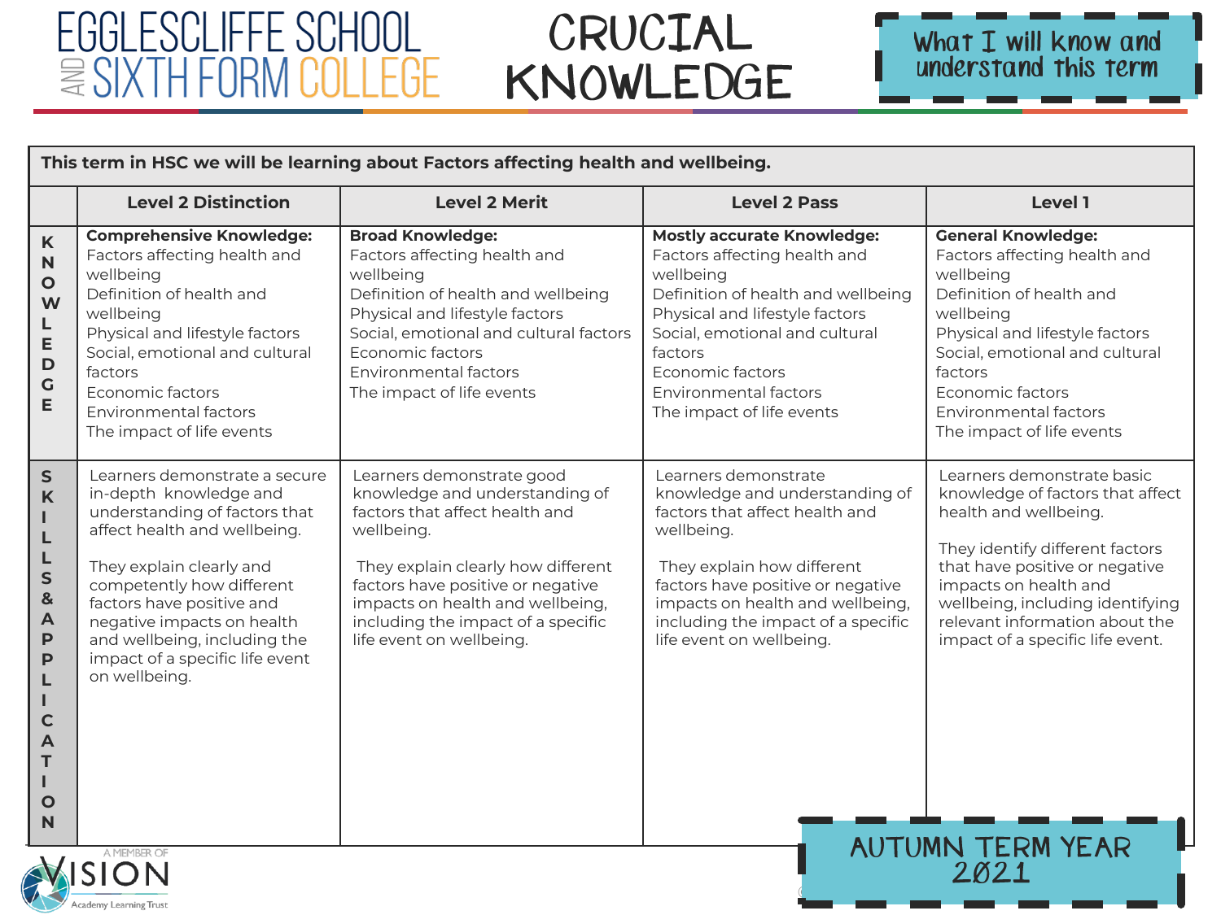# EGGLESCLIFFE SCHOOL AND SIXTH FORM COLLEGE

# CRUCIAL KNOWLEDGE

**What I will know and understand this term**

| This term in HSC we will be learning about Factors affecting health and wellbeing. | | | | |
|---|---|---|---|---|
| | **Level 2 Distinction** | **Level 2 Merit** | **Level 2 Pass** | **Level 1** |
| **KNOWLEDGE** | **Comprehensive Knowledge:**<br>Factors affecting health and wellbeing<br>Definition of health and wellbeing<br>Physical and lifestyle factors<br>Social, emotional and cultural factors<br>Economic factors<br>Environmental factors<br>The impact of life events | **Broad Knowledge:**<br>Factors affecting health and wellbeing<br>Definition of health and wellbeing<br>Physical and lifestyle factors<br>Social, emotional and cultural factors<br>Economic factors<br>Environmental factors<br>The impact of life events | **Mostly accurate Knowledge:**<br>Factors affecting health and wellbeing<br>Definition of health and wellbeing<br>Physical and lifestyle factors<br>Social, emotional and cultural factors<br>Economic factors<br>Environmental factors<br>The impact of life events | **General Knowledge:**<br>Factors affecting health and wellbeing<br>Definition of health and wellbeing<br>Physical and lifestyle factors<br>Social, emotional and cultural factors<br>Economic factors<br>Environmental factors<br>The impact of life events |
| **SKILLS & APPLICATION** | Learners demonstrate a secure in-depth knowledge and understanding of factors that affect health and wellbeing.<br><br>They explain clearly and competently how different factors have positive and negative impacts on health and wellbeing, including the impact of a specific life event on wellbeing. | Learners demonstrate good knowledge and understanding of factors that affect health and wellbeing.<br><br>They explain clearly how different factors have positive or negative impacts on health and wellbeing, including the impact of a specific life event on wellbeing. | Learners demonstrate knowledge and understanding of factors that affect health and wellbeing.<br><br>They explain how different factors have positive or negative impacts on health and wellbeing, including the impact of a specific life event on wellbeing. | Learners demonstrate basic knowledge of factors that affect health and wellbeing.<br><br>They identify different factors that have positive or negative impacts on health and wellbeing, including identifying relevant information about the impact of a specific life event. |

A MEMBER OF VISION Academy Learning Trust

**AUTUMN TERM YEAR 2021**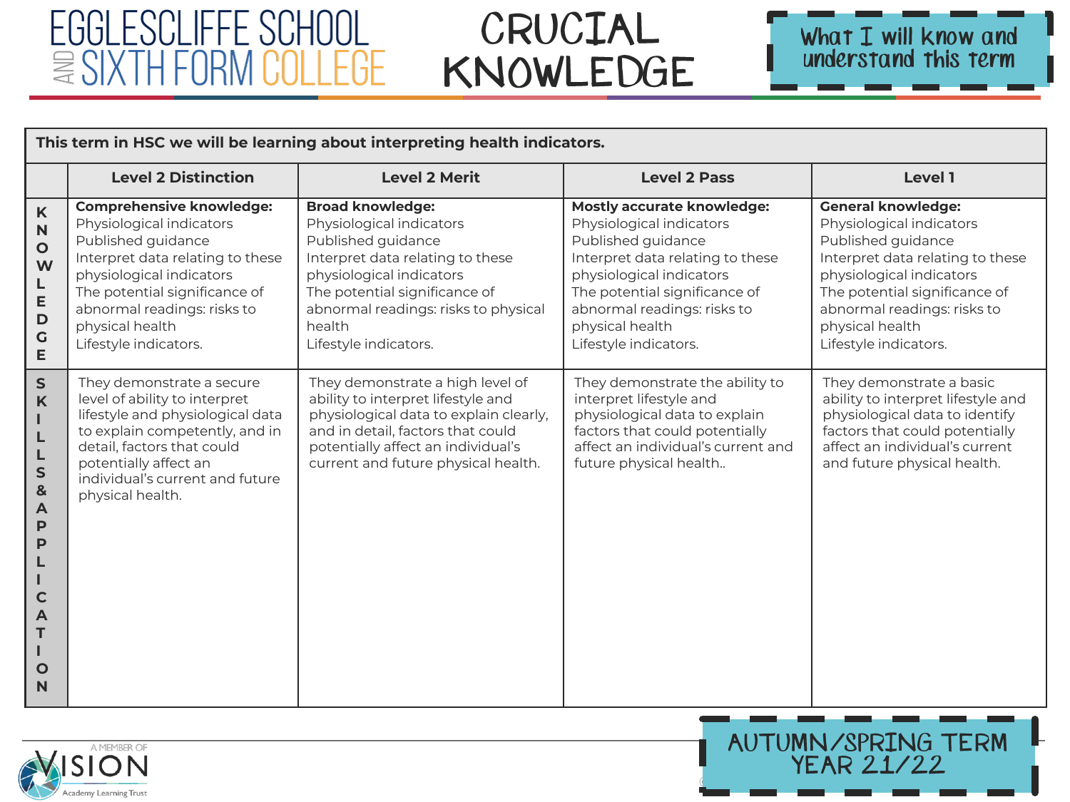# EGGLESCLIFFE SCHOOL AND SIXTH FORM COLLEGE

# CRUCIAL KNOWLEDGE

What I will know and understand this term

| This term in HSC we will be learning about interpreting health indicators. | | | | |
|---|---|---|---|---|
| | **Level 2 Distinction** | **Level 2 Merit** | **Level 2 Pass** | **Level 1** |
| **KNOWLEDGE** | **Comprehensive knowledge:** Physiological indicators Published guidance Interpret data relating to these physiological indicators The potential significance of abnormal readings: risks to physical health Lifestyle indicators. | **Broad knowledge:** Physiological indicators Published guidance Interpret data relating to these physiological indicators The potential significance of abnormal readings: risks to physical health Lifestyle indicators. | **Mostly accurate knowledge:** Physiological indicators Published guidance Interpret data relating to these physiological indicators The potential significance of abnormal readings: risks to physical health Lifestyle indicators. | **General knowledge:** Physiological indicators Published guidance Interpret data relating to these physiological indicators The potential significance of abnormal readings: risks to physical health Lifestyle indicators. |
| **SKILLS & APPLICATION** | They demonstrate a secure level of ability to interpret lifestyle and physiological data to explain competently, and in detail, factors that could potentially affect an individual's current and future physical health. | They demonstrate a high level of ability to interpret lifestyle and physiological data to explain clearly, and in detail, factors that could potentially affect an individual's current and future physical health. | They demonstrate the ability to interpret lifestyle and physiological data to explain factors that could potentially affect an individual's current and future physical health.. | They demonstrate a basic ability to interpret lifestyle and physiological data to identify factors that could potentially affect an individual's current and future physical health. |

A MEMBER OF VISION Academy Learning Trust

AUTUMN/SPRING TERM YEAR 21/22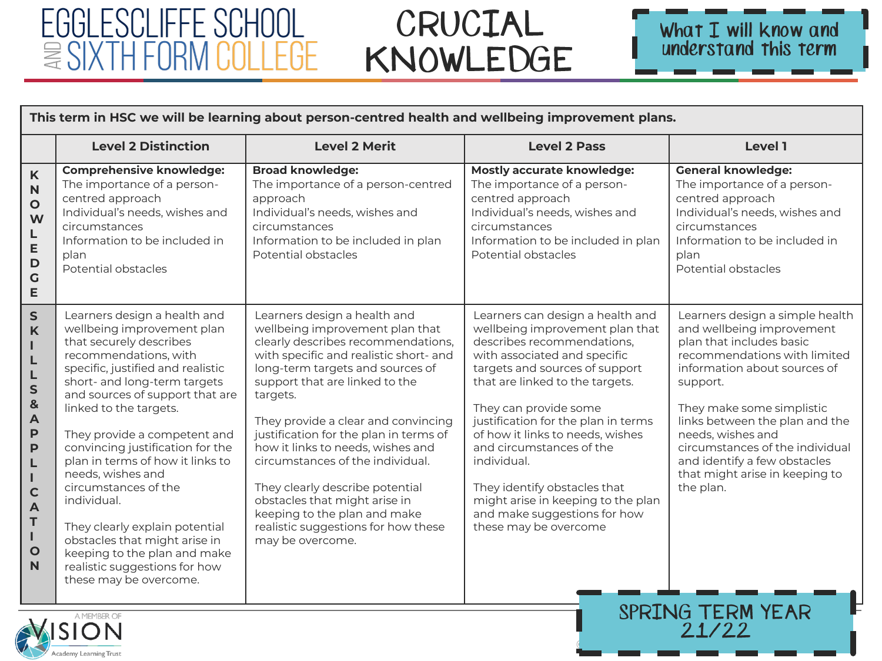# EGGLESCLIFFE SCHOOL AND SIXTH FORM COLLEGE

# CRUCIAL KNOWLEDGE

What I will know and understand this term

**This term in HSC we will be learning about person-centred health and wellbeing improvement plans.**

| | Level 2 Distinction | Level 2 Merit | Level 2 Pass | Level 1 |
|---|---|---|---|---|
| **KNOWLEDGE** | **Comprehensive knowledge:** The importance of a person-centred approach<br>Individual's needs, wishes and circumstances<br>Information to be included in plan<br>Potential obstacles | **Broad knowledge:** The importance of a person-centred approach<br>Individual's needs, wishes and circumstances<br>Information to be included in plan<br>Potential obstacles | **Mostly accurate knowledge:** The importance of a person-centred approach<br>Individual's needs, wishes and circumstances<br>Information to be included in plan<br>Potential obstacles | **General knowledge:** The importance of a person-centred approach<br>Individual's needs, wishes and circumstances<br>Information to be included in plan<br>Potential obstacles |
| **SKILLS & APPLICATION** | Learners design a health and wellbeing improvement plan that securely describes recommendations, with specific, justified and realistic short- and long-term targets and sources of support that are linked to the targets.<br><br>They provide a competent and convincing justification for the plan in terms of how it links to needs, wishes and circumstances of the individual.<br><br>They clearly explain potential obstacles that might arise in keeping to the plan and make realistic suggestions for how these may be overcome. | Learners design a health and wellbeing improvement plan that clearly describes recommendations, with specific and realistic short- and long-term targets and sources of support that are linked to the targets.<br><br>They provide a clear and convincing justification for the plan in terms of how it links to needs, wishes and circumstances of the individual.<br><br>They clearly describe potential obstacles that might arise in keeping to the plan and make realistic suggestions for how these may be overcome. | Learners can design a health and wellbeing improvement plan that describes recommendations, with associated and specific targets and sources of support that are linked to the targets.<br><br>They can provide some justification for the plan in terms of how it links to needs, wishes and circumstances of the individual.<br><br>They identify obstacles that might arise in keeping to the plan and make suggestions for how these may be overcome | Learners design a simple health and wellbeing improvement plan that includes basic recommendations with limited information about sources of support.<br><br>They make some simplistic links between the plan and the needs, wishes and circumstances of the individual and identify a few obstacles that might arise in keeping to the plan. |

SPRING TERM YEAR 21/22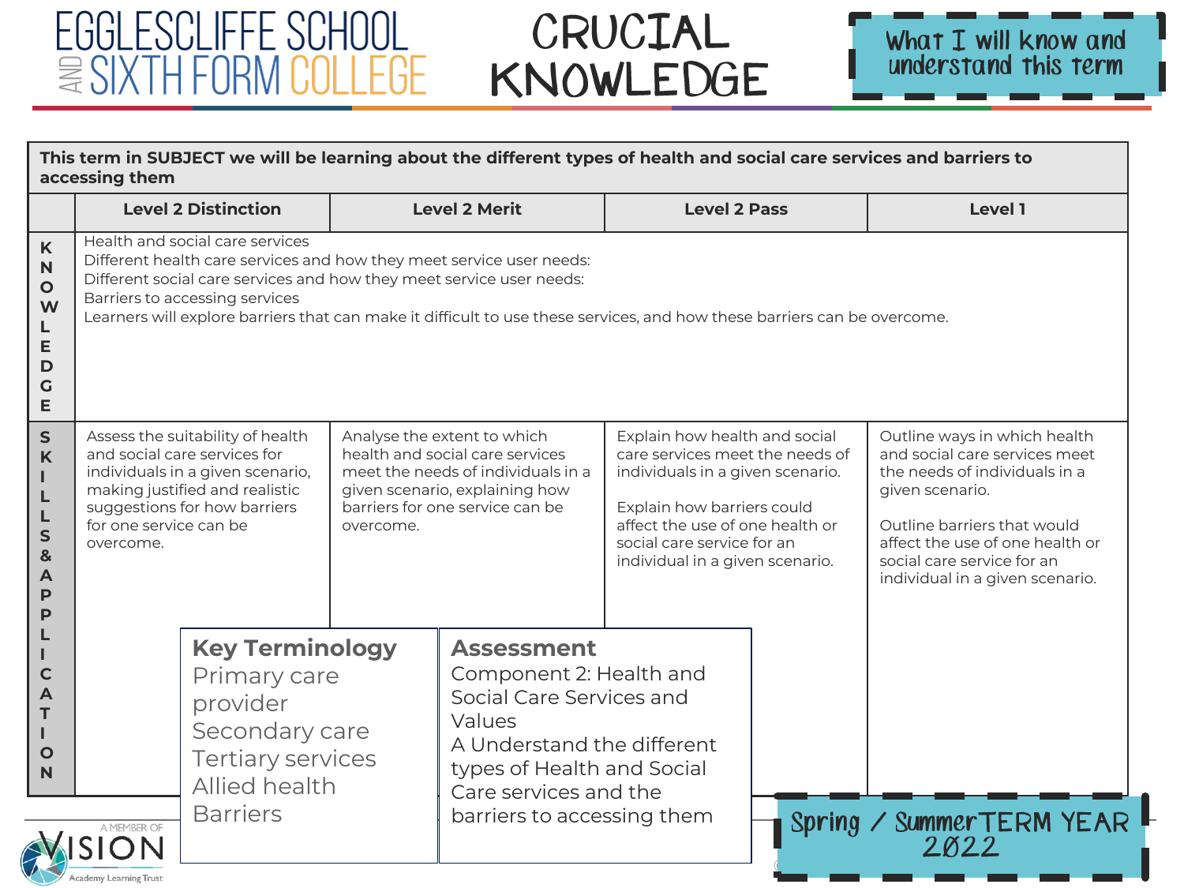# EGGLESCLIFFE SCHOOL AND SIXTH FORM COLLEGE

# CRUCIAL KNOWLEDGE

What I will know and understand this term

**This term in SUBJECT we will be learning about the different types of health and social care services and barriers to accessing them**

| | Level 2 Distinction | Level 2 Merit | Level 2 Pass | Level 1 |
|---|---|---|---|---|
| **KNOWLEDGE** | Health and social care services<br>Different health care services and how they meet service user needs:<br>Different social care services and how they meet service user needs:<br>Barriers to accessing services<br>Learners will explore barriers that can make it difficult to use these services, and how these barriers can be overcome. | | | |
| **SKILLS & APPLICATION** | Assess the suitability of health and social care services for individuals in a given scenario, making justified and realistic suggestions for how barriers for one service can be overcome. | Analyse the extent to which health and social care services meet the needs of individuals in a given scenario, explaining how barriers for one service can be overcome. | Explain how health and social care services meet the needs of individuals in a given scenario.<br><br>Explain how barriers could affect the use of one health or social care service for an individual in a given scenario. | Outline ways in which health and social care services meet the needs of individuals in a given scenario.<br><br>Outline barriers that would affect the use of one health or social care service for an individual in a given scenario. |

**Key Terminology**

Primary care provider
Secondary care
Tertiary services
Allied health
Barriers

**Assessment**

Component 2: Health and Social Care Services and Values
A Understand the different types of Health and Social Care services and the barriers to accessing them

Spring / Summer TERM YEAR 2022

A MEMBER OF VISION Academy Learning Trust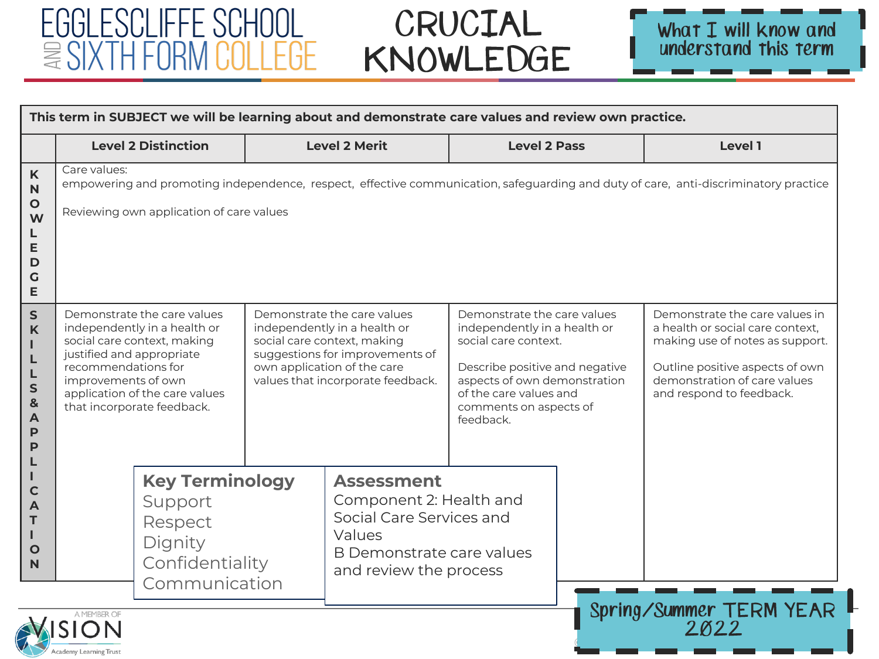# EGGLESCLIFFE SCHOOL AND SIXTH FORM COLLEGE

# CRUCIAL KNOWLEDGE

What I will know and understand this term

| This term in SUBJECT we will be learning about and demonstrate care values and review own practice. | | | | |
|---|---|---|---|---|
| | **Level 2 Distinction** | **Level 2 Merit** | **Level 2 Pass** | **Level 1** |
| **KNOWLEDGE** | Care values: empowering and promoting independence, respect, effective communication, safeguarding and duty of care, anti-discriminatory practice<br><br>Reviewing own application of care values | | | |
| **SKILLS & APPLICATION** | Demonstrate the care values independently in a health or social care context, making justified and appropriate recommendations for improvements of own application of the care values that incorporate feedback. | Demonstrate the care values independently in a health or social care context, making suggestions for improvements of own application of the care values that incorporate feedback. | Demonstrate the care values independently in a health or social care context.<br><br>Describe positive and negative aspects of own demonstration of the care values and comments on aspects of feedback. | Demonstrate the care values in a health or social care context, making use of notes as support.<br><br>Outline positive aspects of own demonstration of care values and respond to feedback. |

**Key Terminology**
- Support
- Respect
- Dignity
- Confidentiality
- Communication

**Assessment**

Component 2: Health and Social Care Services and Values

B Demonstrate care values and review the process

Spring/Summer TERM YEAR 2022

A MEMBER OF VISION Academy Learning Trust